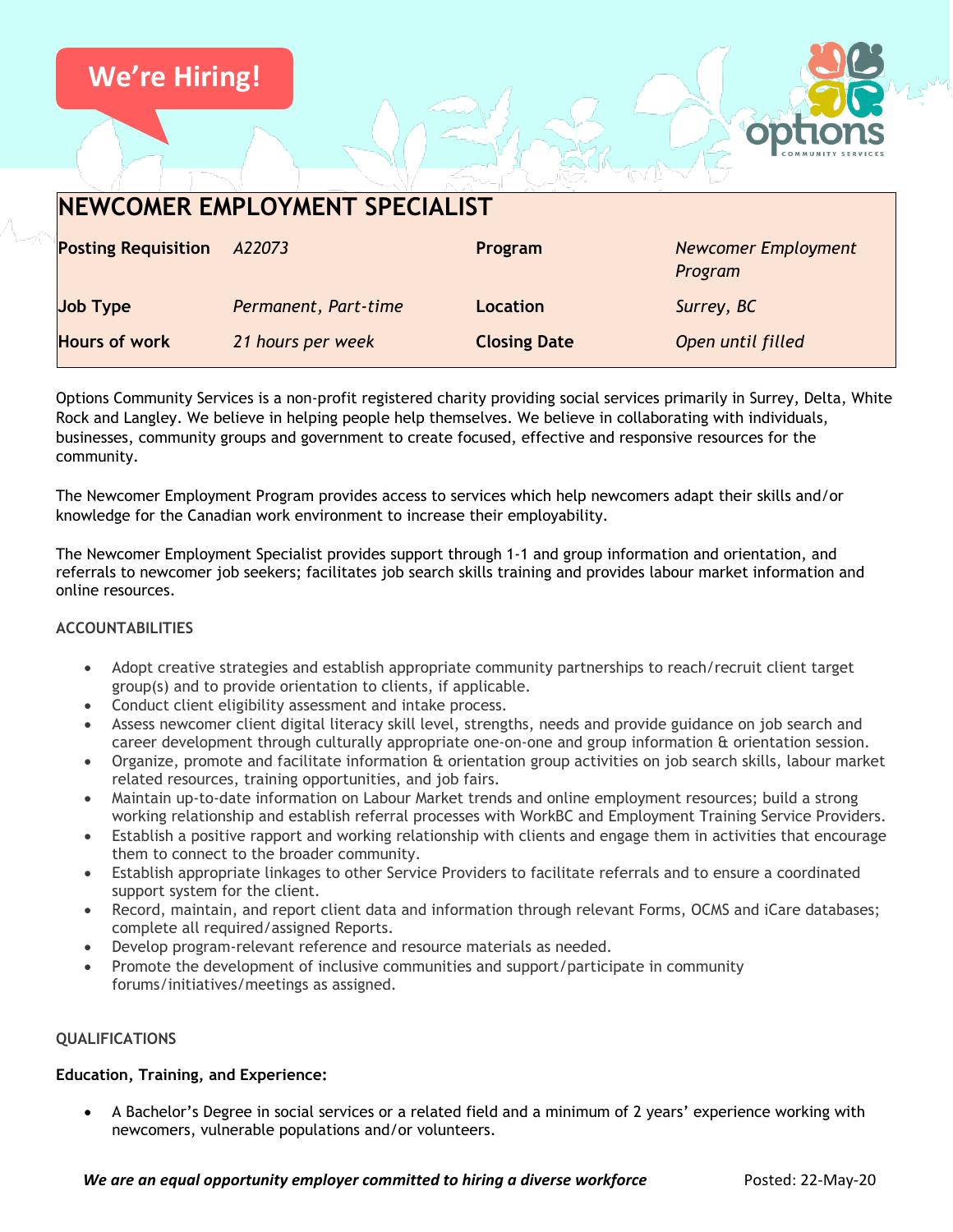We're Hiring!

# NEWCOMER EMPLOYMENT SPECIALIST

| Posting Requisition | *A22073* | Program | *Newcomer Employment Program* |
|---|---|---|---|
| Job Type | *Permanent, Part-time* | Location | *Surrey, BC* |
| Hours of work | *21 hours per week* | Closing Date | *Open until filled* |

Options Community Services is a non-profit registered charity providing social services primarily in Surrey, Delta, White Rock and Langley. We believe in helping people help themselves. We believe in collaborating with individuals, businesses, community groups and government to create focused, effective and responsive resources for the community.

The Newcomer Employment Program provides access to services which help newcomers adapt their skills and/or knowledge for the Canadian work environment to increase their employability.

The Newcomer Employment Specialist provides support through 1-1 and group information and orientation, and referrals to newcomer job seekers; facilitates job search skills training and provides labour market information and online resources.

## ACCOUNTABILITIES

- Adopt creative strategies and establish appropriate community partnerships to reach/recruit client target group(s) and to provide orientation to clients, if applicable.
- Conduct client eligibility assessment and intake process.
- Assess newcomer client digital literacy skill level, strengths, needs and provide guidance on job search and career development through culturally appropriate one-on-one and group information & orientation session.
- Organize, promote and facilitate information & orientation group activities on job search skills, labour market related resources, training opportunities, and job fairs.
- Maintain up-to-date information on Labour Market trends and online employment resources; build a strong working relationship and establish referral processes with WorkBC and Employment Training Service Providers.
- Establish a positive rapport and working relationship with clients and engage them in activities that encourage them to connect to the broader community.
- Establish appropriate linkages to other Service Providers to facilitate referrals and to ensure a coordinated support system for the client.
- Record, maintain, and report client data and information through relevant Forms, OCMS and iCare databases; complete all required/assigned Reports.
- Develop program-relevant reference and resource materials as needed.
- Promote the development of inclusive communities and support/participate in community forums/initiatives/meetings as assigned.

## QUALIFICATIONS

**Education, Training, and Experience:**

- A Bachelor's Degree in social services or a related field and a minimum of 2 years' experience working with newcomers, vulnerable populations and/or volunteers.

***We are an equal opportunity employer committed to hiring a diverse workforce*** Posted: 22-May-20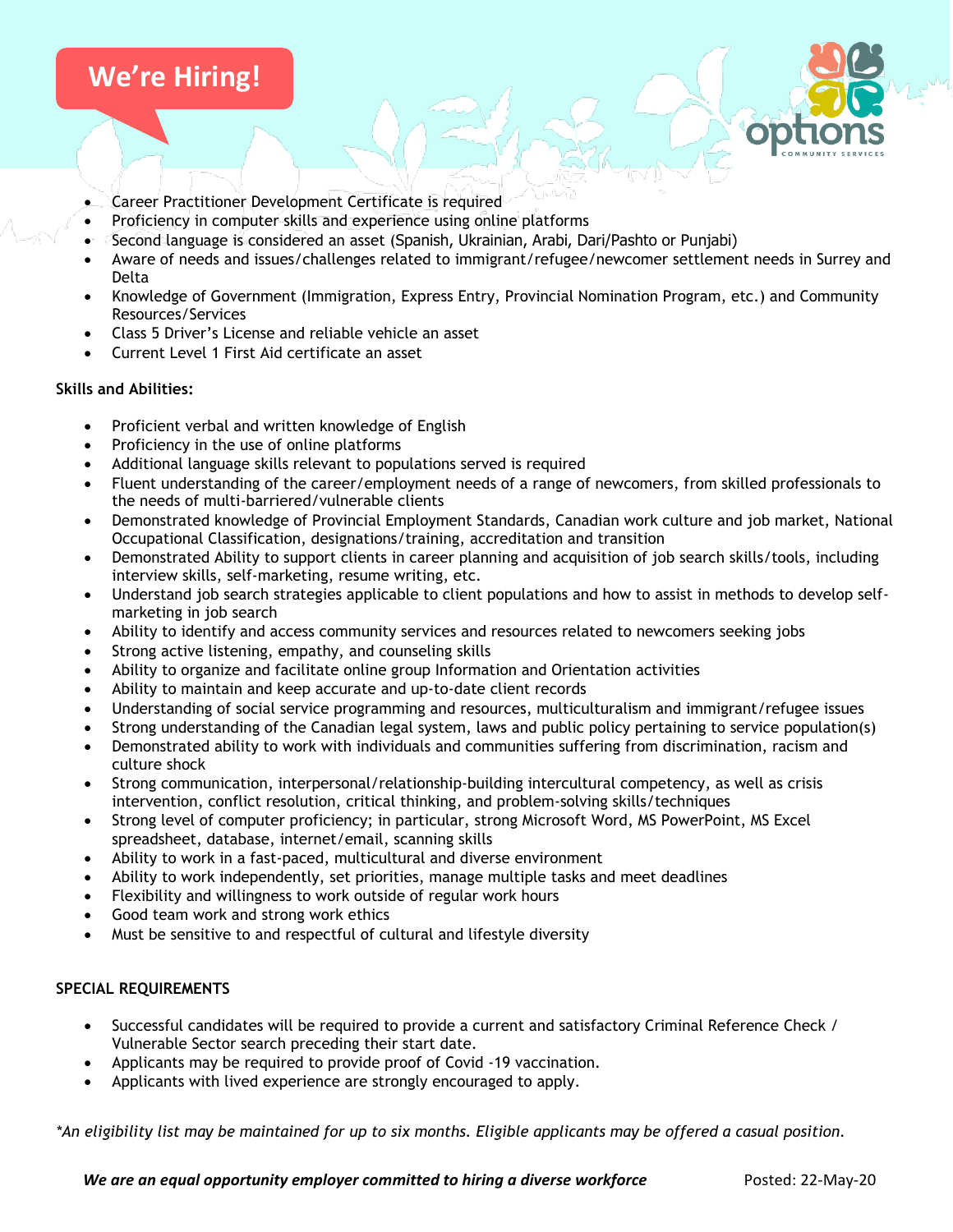## We're Hiring!

- Career Practitioner Development Certificate is required
- Proficiency in computer skills and experience using online platforms
- Second language is considered an asset (Spanish, Ukrainian, Arabi, Dari/Pashto or Punjabi)
- Aware of needs and issues/challenges related to immigrant/refugee/newcomer settlement needs in Surrey and Delta
- Knowledge of Government (Immigration, Express Entry, Provincial Nomination Program, etc.) and Community Resources/Services
- Class 5 Driver's License and reliable vehicle an asset
- Current Level 1 First Aid certificate an asset

**Skills and Abilities:**

- Proficient verbal and written knowledge of English
- Proficiency in the use of online platforms
- Additional language skills relevant to populations served is required
- Fluent understanding of the career/employment needs of a range of newcomers, from skilled professionals to the needs of multi-barriered/vulnerable clients
- Demonstrated knowledge of Provincial Employment Standards, Canadian work culture and job market, National Occupational Classification, designations/training, accreditation and transition
- Demonstrated Ability to support clients in career planning and acquisition of job search skills/tools, including interview skills, self-marketing, resume writing, etc.
- Understand job search strategies applicable to client populations and how to assist in methods to develop self-marketing in job search
- Ability to identify and access community services and resources related to newcomers seeking jobs
- Strong active listening, empathy, and counseling skills
- Ability to organize and facilitate online group Information and Orientation activities
- Ability to maintain and keep accurate and up-to-date client records
- Understanding of social service programming and resources, multiculturalism and immigrant/refugee issues
- Strong understanding of the Canadian legal system, laws and public policy pertaining to service population(s)
- Demonstrated ability to work with individuals and communities suffering from discrimination, racism and culture shock
- Strong communication, interpersonal/relationship-building intercultural competency, as well as crisis intervention, conflict resolution, critical thinking, and problem-solving skills/techniques
- Strong level of computer proficiency; in particular, strong Microsoft Word, MS PowerPoint, MS Excel spreadsheet, database, internet/email, scanning skills
- Ability to work in a fast-paced, multicultural and diverse environment
- Ability to work independently, set priorities, manage multiple tasks and meet deadlines
- Flexibility and willingness to work outside of regular work hours
- Good team work and strong work ethics
- Must be sensitive to and respectful of cultural and lifestyle diversity

**SPECIAL REQUIREMENTS**

- Successful candidates will be required to provide a current and satisfactory Criminal Reference Check / Vulnerable Sector search preceding their start date.
- Applicants may be required to provide proof of Covid -19 vaccination.
- Applicants with lived experience are strongly encouraged to apply.

*\*An eligibility list may be maintained for up to six months. Eligible applicants may be offered a casual position.*

***We are an equal opportunity employer committed to hiring a diverse workforce*** Posted: 22-May-20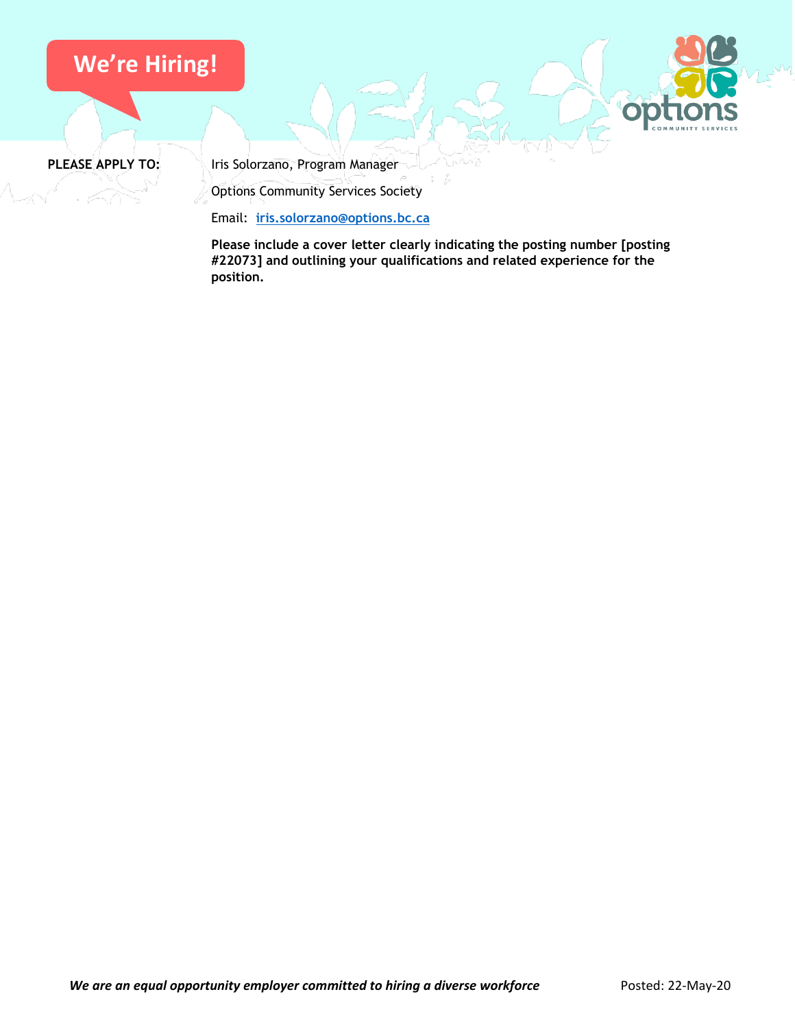**We're Hiring!**

**PLEASE APPLY TO:** Iris Solorzano, Program Manager

Options Community Services Society

Email: **iris.solorzano@options.bc.ca**

**Please include a cover letter clearly indicating the posting number [posting #22073] and outlining your qualifications and related experience for the position.**

***We are an equal opportunity employer committed to hiring a diverse workforce***

Posted: 22-May-20